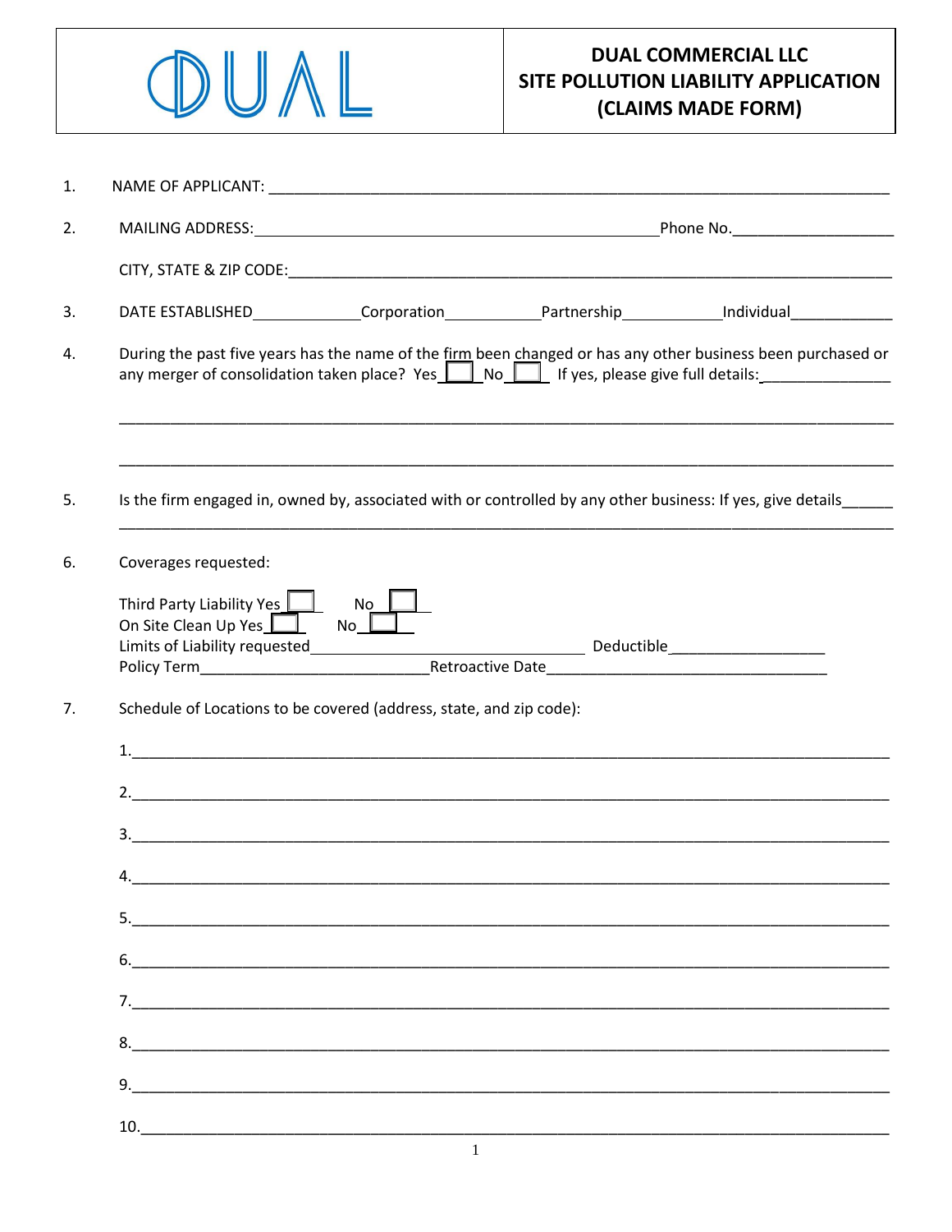DUAL

**DUAL COMMERCIAL LLC**
**SITE POLLUTION LIABILITY APPLICATION**
**(CLAIMS MADE FORM)**

1. NAME OF APPLICANT: ___________________________________________________________________________

2. MAILING ADDRESS: __________________________________________________ Phone No. ___________________

   CITY, STATE & ZIP CODE: ___________________________________________________________________________

3. DATE ESTABLISHED _____________ Corporation ____________ Partnership ____________ Individual ____________

4. During the past five years has the name of the firm been changed or has any other business been purchased or any merger of consolidation taken place? Yes ☐ No ☐ If yes, please give full details: _______________

   _____________________________________________________________________________________________

   _____________________________________________________________________________________________

5. Is the firm engaged in, owned by, associated with or controlled by any other business: If yes, give details ______

   _____________________________________________________________________________________________

6. Coverages requested:

   Third Party Liability Yes ☐ No ☐
   On Site Clean Up Yes ☐ No ☐
   Limits of Liability requested __________________________________ Deductible __________________
   Policy Term ___________________________ Retroactive Date _________________________________

7. Schedule of Locations to be covered (address, state, and zip code):

   1. ___________________________________________________________________________________________
   2. ___________________________________________________________________________________________
   3. ___________________________________________________________________________________________
   4. ___________________________________________________________________________________________
   5. ___________________________________________________________________________________________
   6. ___________________________________________________________________________________________
   7. ___________________________________________________________________________________________
   8. ___________________________________________________________________________________________
   9. ___________________________________________________________________________________________
   10. __________________________________________________________________________________________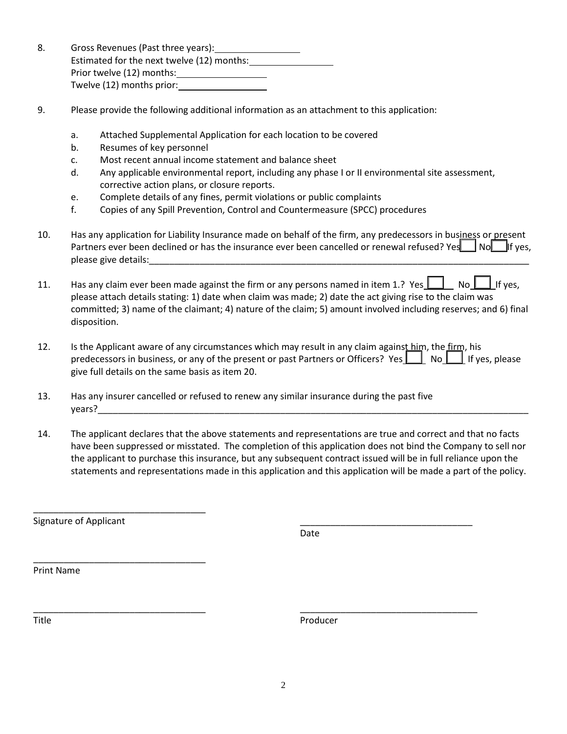8. Gross Revenues (Past three years):\_\_\_\_\_\_\_\_\_\_\_\_\_\_\_\_\_
   Estimated for the next twelve (12) months:\_\_\_\_\_\_\_\_\_\_\_\_\_\_\_\_\_
   Prior twelve (12) months:\_\_\_\_\_\_\_\_\_\_\_\_\_\_\_\_\_
   Twelve (12) months prior:\_\_\_\_\_\_\_\_\_\_\_\_\_\_\_\_\_

9. Please provide the following additional information as an attachment to this application:

   a. Attached Supplemental Application for each location to be covered
   b. Resumes of key personnel
   c. Most recent annual income statement and balance sheet
   d. Any applicable environmental report, including any phase I or II environmental site assessment, corrective action plans, or closure reports.
   e. Complete details of any fines, permit violations or public complaints
   f. Copies of any Spill Prevention, Control and Countermeasure (SPCC) procedures

10. Has any application for Liability Insurance made on behalf of the firm, any predecessors in business or present Partners ever been declined or has the insurance ever been cancelled or renewal refused? Yes ☐ No ☐ If yes, please give details:\_\_\_\_\_\_\_\_\_\_\_\_\_\_\_\_\_\_\_\_\_\_\_\_\_\_\_\_\_\_\_\_\_\_\_\_\_\_\_\_\_\_\_\_\_\_\_\_\_\_\_\_\_\_\_\_\_\_\_\_\_\_\_\_\_\_\_\_\_\_\_\_\_\_\_\_

11. Has any claim ever been made against the firm or any persons named in item 1.? Yes ☐ No ☐ If yes, please attach details stating: 1) date when claim was made; 2) date the act giving rise to the claim was committed; 3) name of the claimant; 4) nature of the claim; 5) amount involved including reserves; and 6) final disposition.

12. Is the Applicant aware of any circumstances which may result in any claim against him, the firm, his predecessors in business, or any of the present or past Partners or Officers? Yes ☐ No ☐ If yes, please give full details on the same basis as item 20.

13. Has any insurer cancelled or refused to renew any similar insurance during the past five years?\_\_\_\_\_\_\_\_\_\_\_\_\_\_\_\_\_\_\_\_\_\_\_\_\_\_\_\_\_\_\_\_\_\_\_\_\_\_\_\_\_\_\_\_\_\_\_\_\_\_\_\_\_\_\_\_\_\_\_\_\_\_\_\_\_\_\_\_\_\_\_\_\_\_\_\_\_\_\_\_\_\_\_\_\_\_\_\_

14. The applicant declares that the above statements and representations are true and correct and that no facts have been suppressed or misstated. The completion of this application does not bind the Company to sell nor the applicant to purchase this insurance, but any subsequent contract issued will be in full reliance upon the statements and representations made in this application and this application will be made a part of the policy.

\_\_\_\_\_\_\_\_\_\_\_\_\_\_\_\_\_\_\_\_\_\_\_\_\_\_\_\_\_\_\_\_\_\_\_
Signature of Applicant

\_\_\_\_\_\_\_\_\_\_\_\_\_\_\_\_\_\_\_\_\_\_\_\_\_\_\_\_\_\_\_\_\_\_\_
Date

\_\_\_\_\_\_\_\_\_\_\_\_\_\_\_\_\_\_\_\_\_\_\_\_\_\_\_\_\_\_\_\_\_\_\_
Print Name

\_\_\_\_\_\_\_\_\_\_\_\_\_\_\_\_\_\_\_\_\_\_\_\_\_\_\_\_\_\_\_\_\_\_\_
Title

\_\_\_\_\_\_\_\_\_\_\_\_\_\_\_\_\_\_\_\_\_\_\_\_\_\_\_\_\_\_\_\_\_\_\_
Producer